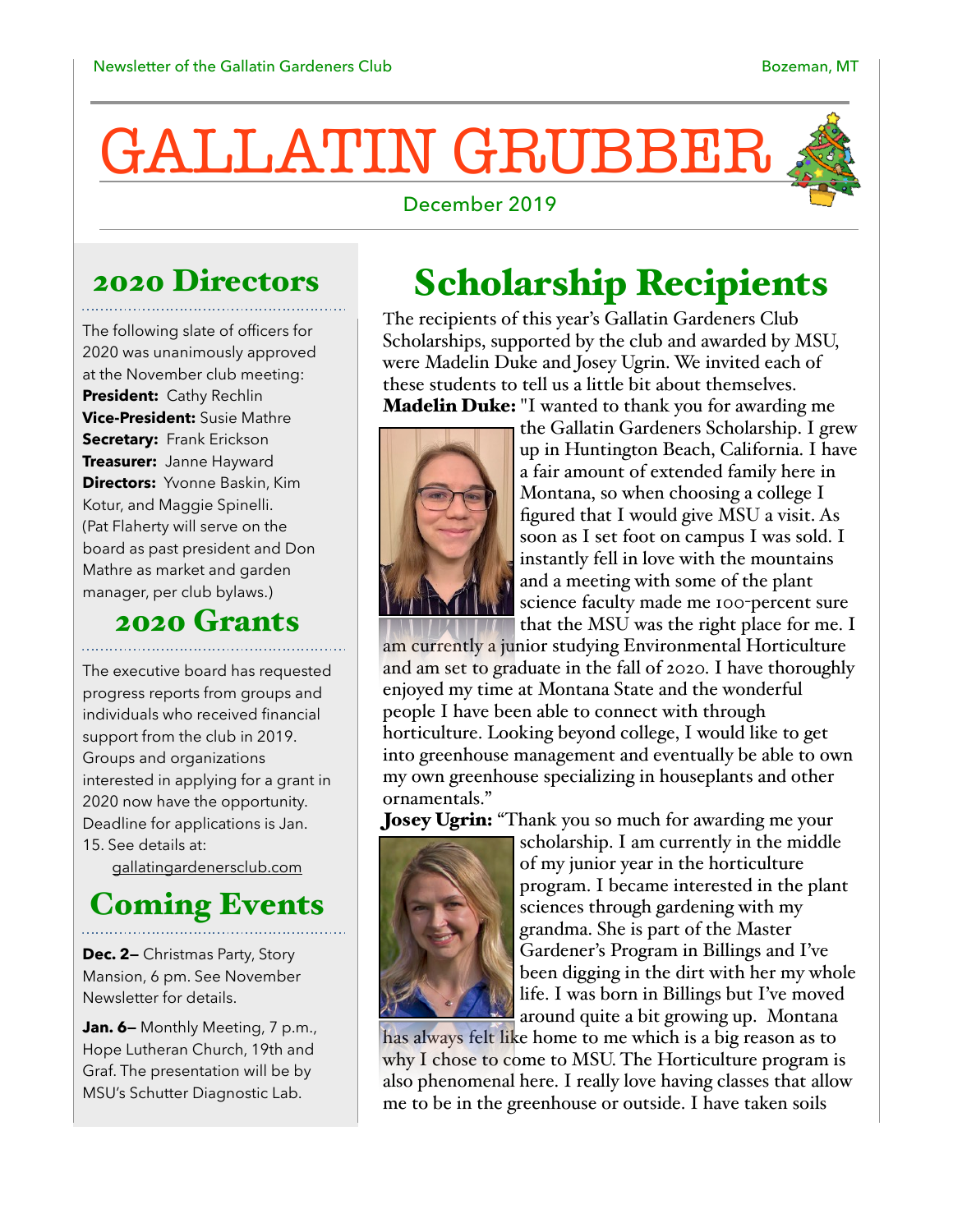Newsletter of the Gallatin Gardeners Club

Bozeman, MT

# GALLATIN GRUBBER

December 2019

## 2020 Directors

The following slate of officers for 2020 was unanimously approved at the November club meeting:

**President:** Cathy Rechlin
**Vice-President:** Susie Mathre
**Secretary:** Frank Erickson
**Treasurer:** Janne Hayward
**Directors:** Yvonne Baskin, Kim Kotur, and Maggie Spinelli.
(Pat Flaherty will serve on the board as past president and Don Mathre as market and garden manager, per club bylaws.)

## 2020 Grants

The executive board has requested progress reports from groups and individuals who received financial support from the club in 2019. Groups and organizations interested in applying for a grant in 2020 now have the opportunity. Deadline for applications is Jan. 15. See details at: gallatingardenersclub.com

## Coming Events

**Dec. 2–** Christmas Party, Story Mansion, 6 pm. See November Newsletter for details.

**Jan. 6–** Monthly Meeting, 7 p.m., Hope Lutheran Church, 19th and Graf. The presentation will be by MSU's Schutter Diagnostic Lab.

## Scholarship Recipients

The recipients of this year's Gallatin Gardeners Club Scholarships, supported by the club and awarded by MSU, were Madelin Duke and Josey Ugrin. We invited each of these students to tell us a little bit about themselves.

**Madelin Duke:** "I wanted to thank you for awarding me the Gallatin Gardeners Scholarship. I grew up in Huntington Beach, California. I have a fair amount of extended family here in Montana, so when choosing a college I figured that I would give MSU a visit. As soon as I set foot on campus I was sold. I instantly fell in love with the mountains and a meeting with some of the plant science faculty made me 100-percent sure that the MSU was the right place for me. I am currently a junior studying Environmental Horticulture and am set to graduate in the fall of 2020. I have thoroughly enjoyed my time at Montana State and the wonderful people I have been able to connect with through horticulture. Looking beyond college, I would like to get into greenhouse management and eventually be able to own my own greenhouse specializing in houseplants and other ornamentals."

**Josey Ugrin:** "Thank you so much for awarding me your scholarship. I am currently in the middle of my junior year in the horticulture program. I became interested in the plant sciences through gardening with my grandma. She is part of the Master Gardener's Program in Billings and I've been digging in the dirt with her my whole life. I was born in Billings but I've moved around quite a bit growing up. Montana has always felt like home to me which is a big reason as to why I chose to come to MSU. The Horticulture program is also phenomenal here. I really love having classes that allow me to be in the greenhouse or outside. I have taken soils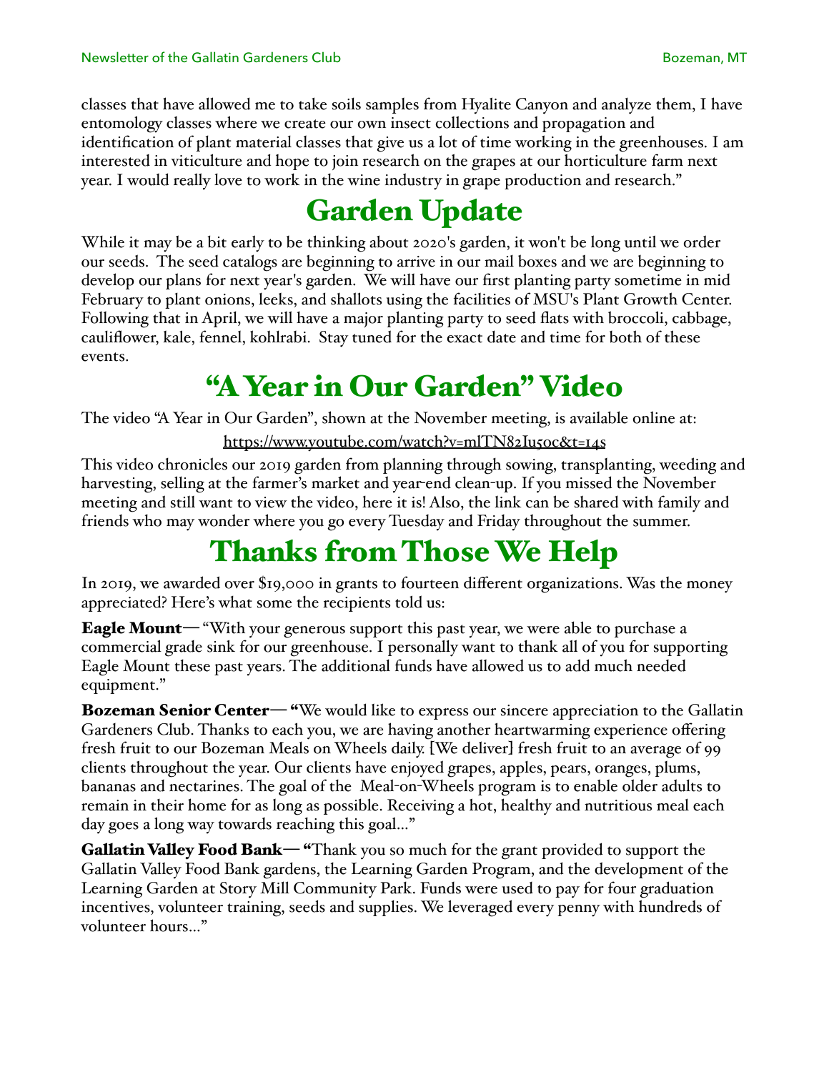classes that have allowed me to take soils samples from Hyalite Canyon and analyze them, I have entomology classes where we create our own insect collections and propagation and identification of plant material classes that give us a lot of time working in the greenhouses. I am interested in viticulture and hope to join research on the grapes at our horticulture farm next year. I would really love to work in the wine industry in grape production and research."

# Garden Update

While it may be a bit early to be thinking about 2020's garden, it won't be long until we order our seeds. The seed catalogs are beginning to arrive in our mail boxes and we are beginning to develop our plans for next year's garden. We will have our first planting party sometime in mid February to plant onions, leeks, and shallots using the facilities of MSU's Plant Growth Center. Following that in April, we will have a major planting party to seed flats with broccoli, cabbage, cauliflower, kale, fennel, kohlrabi. Stay tuned for the exact date and time for both of these events.

# "A Year in Our Garden" Video

The video "A Year in Our Garden", shown at the November meeting, is available online at:

https://www.youtube.com/watch?v=mlTN82Iu50c&t=14s

This video chronicles our 2019 garden from planning through sowing, transplanting, weeding and harvesting, selling at the farmer's market and year-end clean-up. If you missed the November meeting and still want to view the video, here it is! Also, the link can be shared with family and friends who may wonder where you go every Tuesday and Friday throughout the summer.

# Thanks from Those We Help

In 2019, we awarded over $19,000 in grants to fourteen different organizations. Was the money appreciated? Here's what some the recipients told us:

**Eagle Mount**— "With your generous support this past year, we were able to purchase a commercial grade sink for our greenhouse. I personally want to thank all of you for supporting Eagle Mount these past years. The additional funds have allowed us to add much needed equipment."

**Bozeman Senior Center**— "We would like to express our sincere appreciation to the Gallatin Gardeners Club. Thanks to each you, we are having another heartwarming experience offering fresh fruit to our Bozeman Meals on Wheels daily. [We deliver] fresh fruit to an average of 99 clients throughout the year. Our clients have enjoyed grapes, apples, pears, oranges, plums, bananas and nectarines. The goal of the Meal-on-Wheels program is to enable older adults to remain in their home for as long as possible. Receiving a hot, healthy and nutritious meal each day goes a long way towards reaching this goal..."

**Gallatin Valley Food Bank**— "Thank you so much for the grant provided to support the Gallatin Valley Food Bank gardens, the Learning Garden Program, and the development of the Learning Garden at Story Mill Community Park. Funds were used to pay for four graduation incentives, volunteer training, seeds and supplies. We leveraged every penny with hundreds of volunteer hours..."